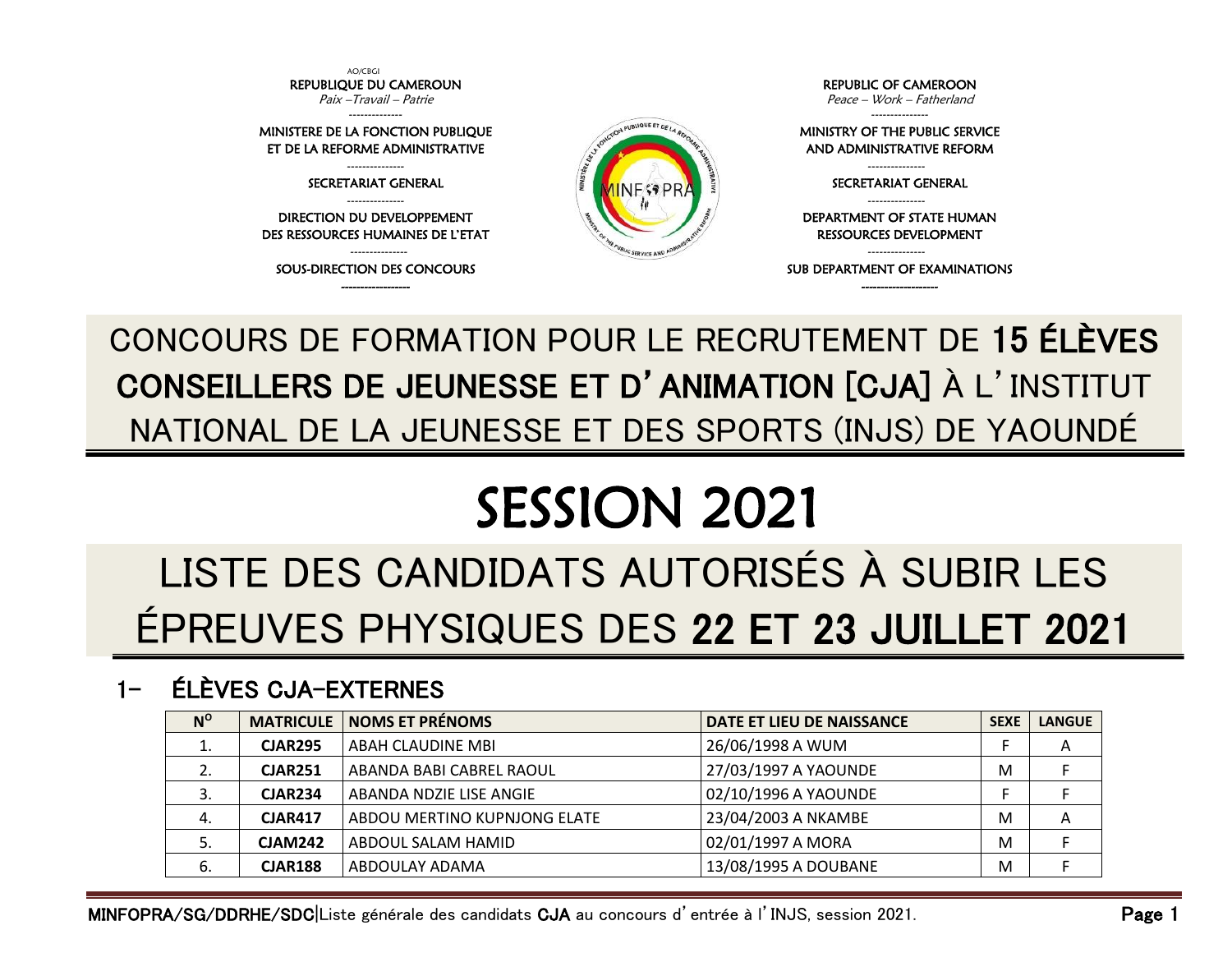AO/CBGI

REPUBLIQUE DU CAMEROUN
*Paix –Travail – Patrie*

MINISTERE DE LA FONCTION PUBLIQUE ET DE LA REFORME ADMINISTRATIVE

SECRETARIAT GENERAL

DIRECTION DU DEVELOPPEMENT DES RESSOURCES HUMAINES DE L'ETAT

SOUS-DIRECTION DES CONCOURS

REPUBLIC OF CAMEROON
*Peace – Work – Fatherland*

MINISTRY OF THE PUBLIC SERVICE AND ADMINISTRATIVE REFORM

SECRETARIAT GENERAL

DEPARTMENT OF STATE HUMAN RESSOURCES DEVELOPMENT

SUB DEPARTMENT OF EXAMINATIONS

# CONCOURS DE FORMATION POUR LE RECRUTEMENT DE **15 ÉLÈVES CONSEILLERS DE JEUNESSE ET D'ANIMATION [CJA]** À L'INSTITUT NATIONAL DE LA JEUNESSE ET DES SPORTS (INJS) DE YAOUNDÉ

# SESSION 2021

# LISTE DES CANDIDATS AUTORISÉS À SUBIR LES ÉPREUVES PHYSIQUES DES **22 ET 23 JUILLET 2021**

## 1- ÉLÈVES CJA-EXTERNES

| N° | MATRICULE | NOMS ET PRÉNOMS | DATE ET LIEU DE NAISSANCE | SEXE | LANGUE |
|---|---|---|---|---|---|
| 1. | **CJAR295** | ABAH CLAUDINE MBI | 26/06/1998 A WUM | F | A |
| 2. | **CJAR251** | ABANDA BABI CABREL RAOUL | 27/03/1997 A YAOUNDE | M | F |
| 3. | **CJAR234** | ABANDA NDZIE LISE ANGIE | 02/10/1996 A YAOUNDE | F | F |
| 4. | **CJAR417** | ABDOU MERTINO KUPNJONG ELATE | 23/04/2003 A NKAMBE | M | A |
| 5. | **CJAM242** | ABDOUL SALAM HAMID | 02/01/1997 A MORA | M | F |
| 6. | **CJAR188** | ABDOULAY ADAMA | 13/08/1995 A DOUBANE | M | F |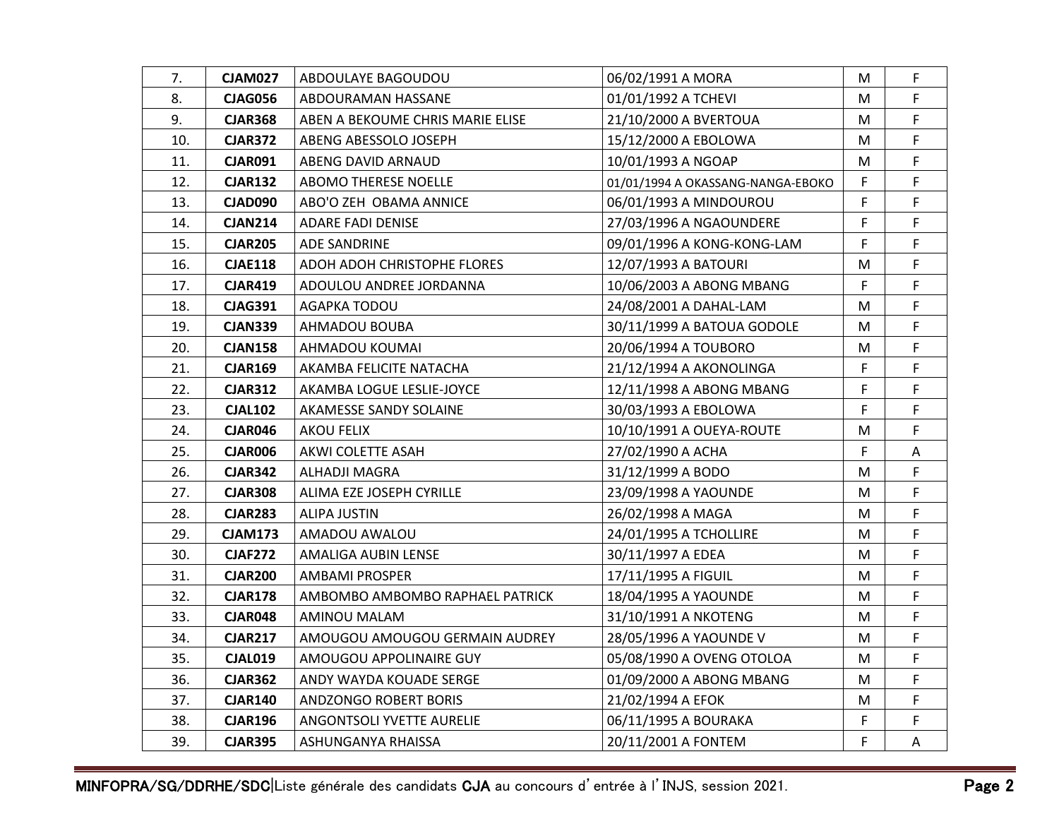| 7. | **CJAM027** | ABDOULAYE BAGOUDOU | 06/02/1991 A MORA | M | F |
|---|---|---|---|---|---|
| 8. | **CJAG056** | ABDOURAMAN HASSANE | 01/01/1992 A TCHEVI | M | F |
| 9. | **CJAR368** | ABEN A BEKOUME CHRIS MARIE ELISE | 21/10/2000 A BVERTOUA | M | F |
| 10. | **CJAR372** | ABENG ABESSOLO JOSEPH | 15/12/2000 A EBOLOWA | M | F |
| 11. | **CJAR091** | ABENG DAVID ARNAUD | 10/01/1993 A NGOAP | M | F |
| 12. | **CJAR132** | ABOMO THERESE NOELLE | 01/01/1994 A OKASSANG-NANGA-EBOKO | F | F |
| 13. | **CJAD090** | ABO'O ZEH OBAMA ANNICE | 06/01/1993 A MINDOUROU | F | F |
| 14. | **CJAN214** | ADARE FADI DENISE | 27/03/1996 A NGAOUNDERE | F | F |
| 15. | **CJAR205** | ADE SANDRINE | 09/01/1996 A KONG-KONG-LAM | F | F |
| 16. | **CJAE118** | ADOH ADOH CHRISTOPHE FLORES | 12/07/1993 A BATOURI | M | F |
| 17. | **CJAR419** | ADOULOU ANDREE JORDANNA | 10/06/2003 A ABONG MBANG | F | F |
| 18. | **CJAG391** | AGAPKA TODOU | 24/08/2001 A DAHAL-LAM | M | F |
| 19. | **CJAN339** | AHMADOU BOUBA | 30/11/1999 A BATOUA GODOLE | M | F |
| 20. | **CJAN158** | AHMADOU KOUMAI | 20/06/1994 A TOUBORO | M | F |
| 21. | **CJAR169** | AKAMBA FELICITE NATACHA | 21/12/1994 A AKONOLINGA | F | F |
| 22. | **CJAR312** | AKAMBA LOGUE LESLIE-JOYCE | 12/11/1998 A ABONG MBANG | F | F |
| 23. | **CJAL102** | AKAMESSE SANDY SOLAINE | 30/03/1993 A EBOLOWA | F | F |
| 24. | **CJAR046** | AKOU FELIX | 10/10/1991 A OUEYA-ROUTE | M | F |
| 25. | **CJAR006** | AKWI COLETTE ASAH | 27/02/1990 A ACHA | F | A |
| 26. | **CJAR342** | ALHADJI MAGRA | 31/12/1999 A BODO | M | F |
| 27. | **CJAR308** | ALIMA EZE JOSEPH CYRILLE | 23/09/1998 A YAOUNDE | M | F |
| 28. | **CJAR283** | ALIPA JUSTIN | 26/02/1998 A MAGA | M | F |
| 29. | **CJAM173** | AMADOU AWALOU | 24/01/1995 A TCHOLLIRE | M | F |
| 30. | **CJAF272** | AMALIGA AUBIN LENSE | 30/11/1997 A EDEA | M | F |
| 31. | **CJAR200** | AMBAMI PROSPER | 17/11/1995 A FIGUIL | M | F |
| 32. | **CJAR178** | AMBOMBO AMBOMBO RAPHAEL PATRICK | 18/04/1995 A YAOUNDE | M | F |
| 33. | **CJAR048** | AMINOU MALAM | 31/10/1991 A NKOTENG | M | F |
| 34. | **CJAR217** | AMOUGOU AMOUGOU GERMAIN AUDREY | 28/05/1996 A YAOUNDE V | M | F |
| 35. | **CJAL019** | AMOUGOU APPOLINAIRE GUY | 05/08/1990 A OVENG OTOLOA | M | F |
| 36. | **CJAR362** | ANDY WAYDA KOUADE SERGE | 01/09/2000 A ABONG MBANG | M | F |
| 37. | **CJAR140** | ANDZONGO ROBERT BORIS | 21/02/1994 A EFOK | M | F |
| 38. | **CJAR196** | ANGONTSOLI YVETTE AURELIE | 06/11/1995 A BOURAKA | F | F |
| 39. | **CJAR395** | ASHUNGANYA RHAISSA | 20/11/2001 A FONTEM | F | A |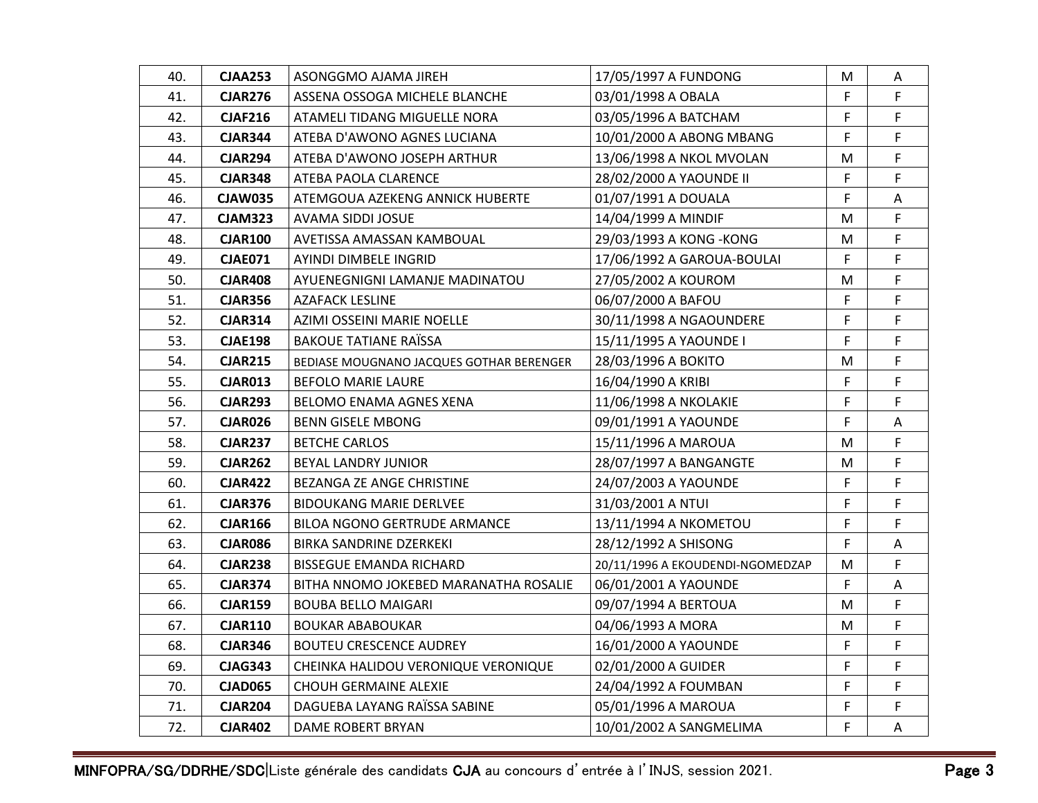| 40. | **CJAA253** | ASONGGMO AJAMA JIREH | 17/05/1997 A FUNDONG | M | A |
|---|---|---|---|---|---|
| 41. | **CJAR276** | ASSENA OSSOGA MICHELE BLANCHE | 03/01/1998 A OBALA | F | F |
| 42. | **CJAF216** | ATAMELI TIDANG MIGUELLE NORA | 03/05/1996 A BATCHAM | F | F |
| 43. | **CJAR344** | ATEBA D'AWONO AGNES LUCIANA | 10/01/2000 A ABONG MBANG | F | F |
| 44. | **CJAR294** | ATEBA D'AWONO JOSEPH ARTHUR | 13/06/1998 A NKOL MVOLAN | M | F |
| 45. | **CJAR348** | ATEBA PAOLA CLARENCE | 28/02/2000 A YAOUNDE II | F | F |
| 46. | **CJAW035** | ATEMGOUA AZEKENG ANNICK HUBERTE | 01/07/1991 A DOUALA | F | A |
| 47. | **CJAM323** | AVAMA SIDDI JOSUE | 14/04/1999 A MINDIF | M | F |
| 48. | **CJAR100** | AVETISSA AMASSAN KAMBOUAL | 29/03/1993 A KONG -KONG | M | F |
| 49. | **CJAE071** | AYINDI DIMBELE INGRID | 17/06/1992 A GAROUA-BOULAI | F | F |
| 50. | **CJAR408** | AYUENEGNIGNI LAMANJE MADINATOU | 27/05/2002 A KOUROM | M | F |
| 51. | **CJAR356** | AZAFACK LESLINE | 06/07/2000 A BAFOU | F | F |
| 52. | **CJAR314** | AZIMI OSSEINI MARIE NOELLE | 30/11/1998 A NGAOUNDERE | F | F |
| 53. | **CJAE198** | BAKOUE TATIANE RAÏSSA | 15/11/1995 A YAOUNDE I | F | F |
| 54. | **CJAR215** | BEDIASE MOUGNANO JACQUES GOTHAR BERENGER | 28/03/1996 A BOKITO | M | F |
| 55. | **CJAR013** | BEFOLO MARIE LAURE | 16/04/1990 A KRIBI | F | F |
| 56. | **CJAR293** | BELOMO ENAMA AGNES XENA | 11/06/1998 A NKOLAKIE | F | F |
| 57. | **CJAR026** | BENN GISELE MBONG | 09/01/1991 A YAOUNDE | F | A |
| 58. | **CJAR237** | BETCHE CARLOS | 15/11/1996 A MAROUA | M | F |
| 59. | **CJAR262** | BEYAL LANDRY JUNIOR | 28/07/1997 A BANGANGTE | M | F |
| 60. | **CJAR422** | BEZANGA ZE ANGE CHRISTINE | 24/07/2003 A YAOUNDE | F | F |
| 61. | **CJAR376** | BIDOUKANG MARIE DERLVEE | 31/03/2001 A NTUI | F | F |
| 62. | **CJAR166** | BILOA NGONO GERTRUDE ARMANCE | 13/11/1994 A NKOMETOU | F | F |
| 63. | **CJAR086** | BIRKA SANDRINE DZERKEKI | 28/12/1992 A SHISONG | F | A |
| 64. | **CJAR238** | BISSEGUE EMANDA RICHARD | 20/11/1996 A EKOUDENDI-NGOMEDZAP | M | F |
| 65. | **CJAR374** | BITHA NNOMO JOKEBED MARANATHA ROSALIE | 06/01/2001 A YAOUNDE | F | A |
| 66. | **CJAR159** | BOUBA BELLO MAIGARI | 09/07/1994 A BERTOUA | M | F |
| 67. | **CJAR110** | BOUKAR ABABOUKAR | 04/06/1993 A MORA | M | F |
| 68. | **CJAR346** | BOUTEU CRESCENCE AUDREY | 16/01/2000 A YAOUNDE | F | F |
| 69. | **CJAG343** | CHEINKA HALIDOU VERONIQUE VERONIQUE | 02/01/2000 A GUIDER | F | F |
| 70. | **CJAD065** | CHOUH GERMAINE ALEXIE | 24/04/1992 A FOUMBAN | F | F |
| 71. | **CJAR204** | DAGUEBA LAYANG RAÏSSA SABINE | 05/01/1996 A MAROUA | F | F |
| 72. | **CJAR402** | DAME ROBERT BRYAN | 10/01/2002 A SANGMELIMA | F | A |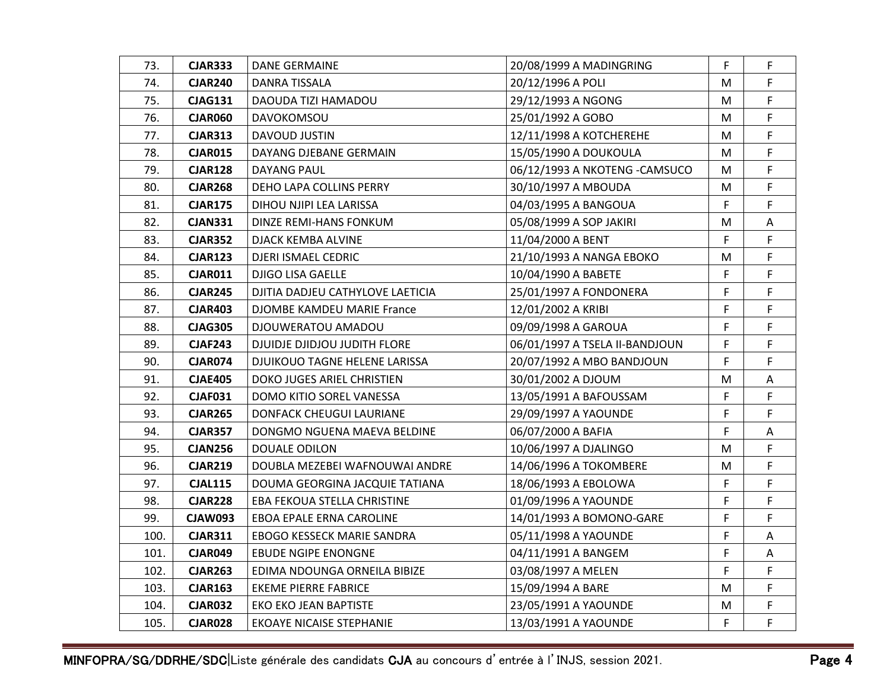| 73. | **CJAR333** | DANE GERMAINE | 20/08/1999 A MADINGRING | F | F |
|---|---|---|---|---|---|
| 74. | **CJAR240** | DANRA TISSALA | 20/12/1996 A POLI | M | F |
| 75. | **CJAG131** | DAOUDA TIZI HAMADOU | 29/12/1993 A NGONG | M | F |
| 76. | **CJAR060** | DAVOKOMSOU | 25/01/1992 A GOBO | M | F |
| 77. | **CJAR313** | DAVOUD JUSTIN | 12/11/1998 A KOTCHEREHE | M | F |
| 78. | **CJAR015** | DAYANG DJEBANE GERMAIN | 15/05/1990 A DOUKOULA | M | F |
| 79. | **CJAR128** | DAYANG PAUL | 06/12/1993 A NKOTENG -CAMSUCO | M | F |
| 80. | **CJAR268** | DEHO LAPA COLLINS PERRY | 30/10/1997 A MBOUDA | M | F |
| 81. | **CJAR175** | DIHOU NJIPI LEA LARISSA | 04/03/1995 A BANGOUA | F | F |
| 82. | **CJAN331** | DINZE REMI-HANS FONKUM | 05/08/1999 A SOP JAKIRI | M | A |
| 83. | **CJAR352** | DJACK KEMBA ALVINE | 11/04/2000 A BENT | F | F |
| 84. | **CJAR123** | DJERI ISMAEL CEDRIC | 21/10/1993 A NANGA EBOKO | M | F |
| 85. | **CJAR011** | DJIGO LISA GAELLE | 10/04/1990 A BABETE | F | F |
| 86. | **CJAR245** | DJITIA DADJEU CATHYLOVE LAETICIA | 25/01/1997 A FONDONERA | F | F |
| 87. | **CJAR403** | DJOMBE KAMDEU MARIE France | 12/01/2002 A KRIBI | F | F |
| 88. | **CJAG305** | DJOUWERATOU AMADOU | 09/09/1998 A GAROUA | F | F |
| 89. | **CJAF243** | DJUIDJE DJIDJOU JUDITH FLORE | 06/01/1997 A TSELA II-BANDJOUN | F | F |
| 90. | **CJAR074** | DJUIKOUO TAGNE HELENE LARISSA | 20/07/1992 A MBO BANDJOUN | F | F |
| 91. | **CJAE405** | DOKO JUGES ARIEL CHRISTIEN | 30/01/2002 A DJOUM | M | A |
| 92. | **CJAF031** | DOMO KITIO SOREL VANESSA | 13/05/1991 A BAFOUSSAM | F | F |
| 93. | **CJAR265** | DONFACK CHEUGUI LAURIANE | 29/09/1997 A YAOUNDE | F | F |
| 94. | **CJAR357** | DONGMO NGUENA MAEVA BELDINE | 06/07/2000 A BAFIA | F | A |
| 95. | **CJAN256** | DOUALE ODILON | 10/06/1997 A DJALINGO | M | F |
| 96. | **CJAR219** | DOUBLA MEZEBEI WAFNOUWAI ANDRE | 14/06/1996 A TOKOMBERE | M | F |
| 97. | **CJAL115** | DOUMA GEORGINA JACQUIE TATIANA | 18/06/1993 A EBOLOWA | F | F |
| 98. | **CJAR228** | EBA FEKOUA STELLA CHRISTINE | 01/09/1996 A YAOUNDE | F | F |
| 99. | **CJAW093** | EBOA EPALE ERNA CAROLINE | 14/01/1993 A BOMONO-GARE | F | F |
| 100. | **CJAR311** | EBOGO KESSECK MARIE SANDRA | 05/11/1998 A YAOUNDE | F | A |
| 101. | **CJAR049** | EBUDE NGIPE ENONGNE | 04/11/1991 A BANGEM | F | A |
| 102. | **CJAR263** | EDIMA NDOUNGA ORNEILA BIBIZE | 03/08/1997 A MELEN | F | F |
| 103. | **CJAR163** | EKEME PIERRE FABRICE | 15/09/1994 A BARE | M | F |
| 104. | **CJAR032** | EKO EKO JEAN BAPTISTE | 23/05/1991 A YAOUNDE | M | F |
| 105. | **CJAR028** | EKOAYE NICAISE STEPHANIE | 13/03/1991 A YAOUNDE | F | F |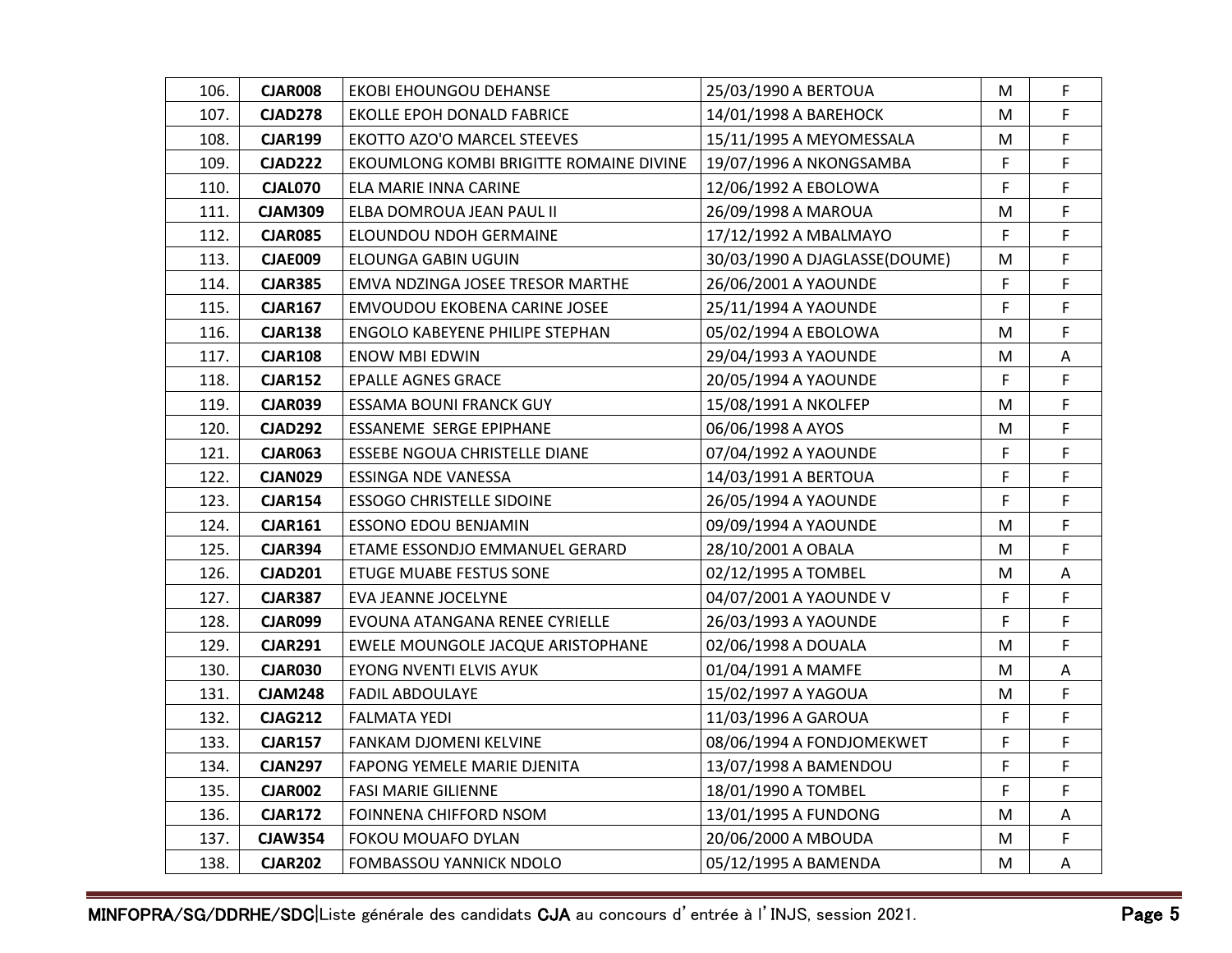| 106. | **CJAR008** | EKOBI EHOUNGOU DEHANSE | 25/03/1990 A BERTOUA | M | F |
|---|---|---|---|---|---|
| 107. | **CJAD278** | EKOLLE EPOH DONALD FABRICE | 14/01/1998 A BAREHOCK | M | F |
| 108. | **CJAR199** | EKOTTO AZO'O MARCEL STEEVES | 15/11/1995 A MEYOMESSALA | M | F |
| 109. | **CJAD222** | EKOUMLONG KOMBI BRIGITTE ROMAINE DIVINE | 19/07/1996 A NKONGSAMBA | F | F |
| 110. | **CJAL070** | ELA MARIE INNA CARINE | 12/06/1992 A EBOLOWA | F | F |
| 111. | **CJAM309** | ELBA DOMROUA JEAN PAUL II | 26/09/1998 A MAROUA | M | F |
| 112. | **CJAR085** | ELOUNDOU NDOH GERMAINE | 17/12/1992 A MBALMAYO | F | F |
| 113. | **CJAE009** | ELOUNGA GABIN UGUIN | 30/03/1990 A DJAGLASSE(DOUME) | M | F |
| 114. | **CJAR385** | EMVA NDZINGA JOSEE TRESOR MARTHE | 26/06/2001 A YAOUNDE | F | F |
| 115. | **CJAR167** | EMVOUDOU EKOBENA CARINE JOSEE | 25/11/1994 A YAOUNDE | F | F |
| 116. | **CJAR138** | ENGOLO KABEYENE PHILIPE STEPHAN | 05/02/1994 A EBOLOWA | M | F |
| 117. | **CJAR108** | ENOW MBI EDWIN | 29/04/1993 A YAOUNDE | M | A |
| 118. | **CJAR152** | EPALLE AGNES GRACE | 20/05/1994 A YAOUNDE | F | F |
| 119. | **CJAR039** | ESSAMA BOUNI FRANCK GUY | 15/08/1991 A NKOLFEP | M | F |
| 120. | **CJAD292** | ESSANEME SERGE EPIPHANE | 06/06/1998 A AYOS | M | F |
| 121. | **CJAR063** | ESSEBE NGOUA CHRISTELLE DIANE | 07/04/1992 A YAOUNDE | F | F |
| 122. | **CJAN029** | ESSINGA NDE VANESSA | 14/03/1991 A BERTOUA | F | F |
| 123. | **CJAR154** | ESSOGO CHRISTELLE SIDOINE | 26/05/1994 A YAOUNDE | F | F |
| 124. | **CJAR161** | ESSONO EDOU BENJAMIN | 09/09/1994 A YAOUNDE | M | F |
| 125. | **CJAR394** | ETAME ESSONDJO EMMANUEL GERARD | 28/10/2001 A OBALA | M | F |
| 126. | **CJAD201** | ETUGE MUABE FESTUS SONE | 02/12/1995 A TOMBEL | M | A |
| 127. | **CJAR387** | EVA JEANNE JOCELYNE | 04/07/2001 A YAOUNDE V | F | F |
| 128. | **CJAR099** | EVOUNA ATANGANA RENEE CYRIELLE | 26/03/1993 A YAOUNDE | F | F |
| 129. | **CJAR291** | EWELE MOUNGOLE JACQUE ARISTOPHANE | 02/06/1998 A DOUALA | M | F |
| 130. | **CJAR030** | EYONG NVENTI ELVIS AYUK | 01/04/1991 A MAMFE | M | A |
| 131. | **CJAM248** | FADIL ABDOULAYE | 15/02/1997 A YAGOUA | M | F |
| 132. | **CJAG212** | FALMATA YEDI | 11/03/1996 A GAROUA | F | F |
| 133. | **CJAR157** | FANKAM DJOMENI KELVINE | 08/06/1994 A FONDJOMEKWET | F | F |
| 134. | **CJAN297** | FAPONG YEMELE MARIE DJENITA | 13/07/1998 A BAMENDOU | F | F |
| 135. | **CJAR002** | FASI MARIE GILIENNE | 18/01/1990 A TOMBEL | F | F |
| 136. | **CJAR172** | FOINNENA CHIFFORD NSOM | 13/01/1995 A FUNDONG | M | A |
| 137. | **CJAW354** | FOKOU MOUAFO DYLAN | 20/06/2000 A MBOUDA | M | F |
| 138. | **CJAR202** | FOMBASSOU YANNICK NDOLO | 05/12/1995 A BAMENDA | M | A |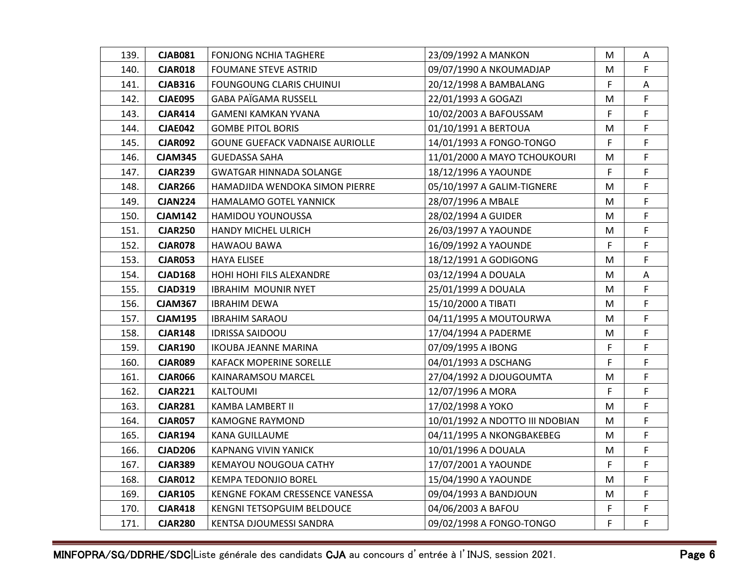| | | | | | |
|---|---|---|---|---|---|
| 139. | **CJAB081** | FONJONG NCHIA TAGHERE | 23/09/1992 A MANKON | M | A |
| 140. | **CJAR018** | FOUMANE STEVE ASTRID | 09/07/1990 A NKOUMADJAP | M | F |
| 141. | **CJAB316** | FOUNGOUNG CLARIS CHUINUI | 20/12/1998 A BAMBALANG | F | A |
| 142. | **CJAE095** | GABA PAÏGAMA RUSSELL | 22/01/1993 A GOGAZI | M | F |
| 143. | **CJAR414** | GAMENI KAMKAN YVANA | 10/02/2003 A BAFOUSSAM | F | F |
| 144. | **CJAE042** | GOMBE PITOL BORIS | 01/10/1991 A BERTOUA | M | F |
| 145. | **CJAR092** | GOUNE GUEFACK VADNAISE AURIOLLE | 14/01/1993 A FONGO-TONGO | F | F |
| 146. | **CJAM345** | GUEDASSA SAHA | 11/01/2000 A MAYO TCHOUKOURI | M | F |
| 147. | **CJAR239** | GWATGAR HINNADA SOLANGE | 18/12/1996 A YAOUNDE | F | F |
| 148. | **CJAR266** | HAMADJIDA WENDOKA SIMON PIERRE | 05/10/1997 A GALIM-TIGNERE | M | F |
| 149. | **CJAN224** | HAMALAMO GOTEL YANNICK | 28/07/1996 A MBALE | M | F |
| 150. | **CJAM142** | HAMIDOU YOUNOUSSA | 28/02/1994 A GUIDER | M | F |
| 151. | **CJAR250** | HANDY MICHEL ULRICH | 26/03/1997 A YAOUNDE | M | F |
| 152. | **CJAR078** | HAWAOU BAWA | 16/09/1992 A YAOUNDE | F | F |
| 153. | **CJAR053** | HAYA ELISEE | 18/12/1991 A GODIGONG | M | F |
| 154. | **CJAD168** | HOHI HOHI FILS ALEXANDRE | 03/12/1994 A DOUALA | M | A |
| 155. | **CJAD319** | IBRAHIM MOUNIR NYET | 25/01/1999 A DOUALA | M | F |
| 156. | **CJAM367** | IBRAHIM DEWA | 15/10/2000 A TIBATI | M | F |
| 157. | **CJAM195** | IBRAHIM SARAOU | 04/11/1995 A MOUTOURWA | M | F |
| 158. | **CJAR148** | IDRISSA SAIDOOU | 17/04/1994 A PADERME | M | F |
| 159. | **CJAR190** | IKOUBA JEANNE MARINA | 07/09/1995 A IBONG | F | F |
| 160. | **CJAR089** | KAFACK MOPERINE SORELLE | 04/01/1993 A DSCHANG | F | F |
| 161. | **CJAR066** | KAINARAMSOU MARCEL | 27/04/1992 A DJOUGOUMTA | M | F |
| 162. | **CJAR221** | KALTOUMI | 12/07/1996 A MORA | F | F |
| 163. | **CJAR281** | KAMBA LAMBERT II | 17/02/1998 A YOKO | M | F |
| 164. | **CJAR057** | KAMOGNE RAYMOND | 10/01/1992 A NDOTTO III NDOBIAN | M | F |
| 165. | **CJAR194** | KANA GUILLAUME | 04/11/1995 A NKONGBAKEBEG | M | F |
| 166. | **CJAD206** | KAPNANG VIVIN YANICK | 10/01/1996 A DOUALA | M | F |
| 167. | **CJAR389** | KEMAYOU NOUGOUA CATHY | 17/07/2001 A YAOUNDE | F | F |
| 168. | **CJAR012** | KEMPA TEDONJIO BOREL | 15/04/1990 A YAOUNDE | M | F |
| 169. | **CJAR105** | KENGNE FOKAM CRESSENCE VANESSA | 09/04/1993 A BANDJOUN | M | F |
| 170. | **CJAR418** | KENGNI TETSOPGUIM BELDOUCE | 04/06/2003 A BAFOU | F | F |
| 171. | **CJAR280** | KENTSA DJOUMESSI SANDRA | 09/02/1998 A FONGO-TONGO | F | F |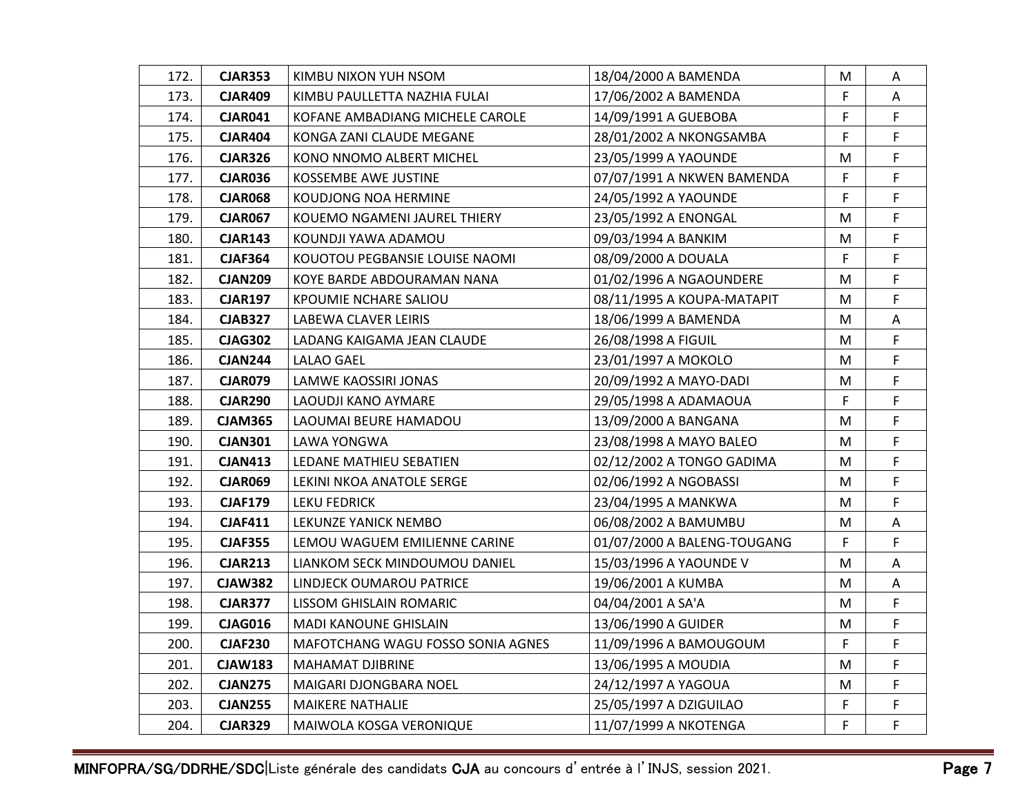| 172. | **CJAR353** | KIMBU NIXON YUH NSOM | 18/04/2000 A BAMENDA | M | A |
|---|---|---|---|---|---|
| 173. | **CJAR409** | KIMBU PAULLETTA NAZHIA FULAI | 17/06/2002 A BAMENDA | F | A |
| 174. | **CJAR041** | KOFANE AMBADIANG MICHELE CAROLE | 14/09/1991 A GUEBOBA | F | F |
| 175. | **CJAR404** | KONGA ZANI CLAUDE MEGANE | 28/01/2002 A NKONGSAMBA | F | F |
| 176. | **CJAR326** | KONO NNOMO ALBERT MICHEL | 23/05/1999 A YAOUNDE | M | F |
| 177. | **CJAR036** | KOSSEMBE AWE JUSTINE | 07/07/1991 A NKWEN BAMENDA | F | F |
| 178. | **CJAR068** | KOUDJONG NOA HERMINE | 24/05/1992 A YAOUNDE | F | F |
| 179. | **CJAR067** | KOUEMO NGAMENI JAUREL THIERY | 23/05/1992 A ENONGAL | M | F |
| 180. | **CJAR143** | KOUNDJI YAWA ADAMOU | 09/03/1994 A BANKIM | M | F |
| 181. | **CJAF364** | KOUOTOU PEGBANSIE LOUISE NAOMI | 08/09/2000 A DOUALA | F | F |
| 182. | **CJAN209** | KOYE BARDE ABDOURAMAN NANA | 01/02/1996 A NGAOUNDERE | M | F |
| 183. | **CJAR197** | KPOUMIE NCHARE SALIOU | 08/11/1995 A KOUPA-MATAPIT | M | F |
| 184. | **CJAB327** | LABEWA CLAVER LEIRIS | 18/06/1999 A BAMENDA | M | A |
| 185. | **CJAG302** | LADANG KAIGAMA JEAN CLAUDE | 26/08/1998 A FIGUIL | M | F |
| 186. | **CJAN244** | LALAO GAEL | 23/01/1997 A MOKOLO | M | F |
| 187. | **CJAR079** | LAMWE KAOSSIRI JONAS | 20/09/1992 A MAYO-DADI | M | F |
| 188. | **CJAR290** | LAOUDJI KANO AYMARE | 29/05/1998 A ADAMAOUA | F | F |
| 189. | **CJAM365** | LAOUMAI BEURE HAMADOU | 13/09/2000 A BANGANA | M | F |
| 190. | **CJAN301** | LAWA YONGWA | 23/08/1998 A MAYO BALEO | M | F |
| 191. | **CJAN413** | LEDANE MATHIEU SEBATIEN | 02/12/2002 A TONGO GADIMA | M | F |
| 192. | **CJAR069** | LEKINI NKOA ANATOLE SERGE | 02/06/1992 A NGOBASSI | M | F |
| 193. | **CJAF179** | LEKU FEDRICK | 23/04/1995 A MANKWA | M | F |
| 194. | **CJAF411** | LEKUNZE YANICK NEMBO | 06/08/2002 A BAMUMBU | M | A |
| 195. | **CJAF355** | LEMOU WAGUEM EMILIENNE CARINE | 01/07/2000 A BALENG-TOUGANG | F | F |
| 196. | **CJAR213** | LIANKOM SECK MINDOUMOU DANIEL | 15/03/1996 A YAOUNDE V | M | A |
| 197. | **CJAW382** | LINDJECK OUMAROU PATRICE | 19/06/2001 A KUMBA | M | A |
| 198. | **CJAR377** | LISSOM GHISLAIN ROMARIC | 04/04/2001 A SA'A | M | F |
| 199. | **CJAG016** | MADI KANOUNE GHISLAIN | 13/06/1990 A GUIDER | M | F |
| 200. | **CJAF230** | MAFOTCHANG WAGU FOSSO SONIA AGNES | 11/09/1996 A BAMOUGOUM | F | F |
| 201. | **CJAW183** | MAHAMAT DJIBRINE | 13/06/1995 A MOUDIA | M | F |
| 202. | **CJAN275** | MAIGARI DJONGBARA NOEL | 24/12/1997 A YAGOUA | M | F |
| 203. | **CJAN255** | MAIKERE NATHALIE | 25/05/1997 A DZIGUILAO | F | F |
| 204. | **CJAR329** | MAIWOLA KOSGA VERONIQUE | 11/07/1999 A NKOTENGA | F | F |

**MINFOPRA/SG/DDRHE/SDC**|Liste générale des candidats **CJA** au concours d'entrée à l'INJS, session 2021.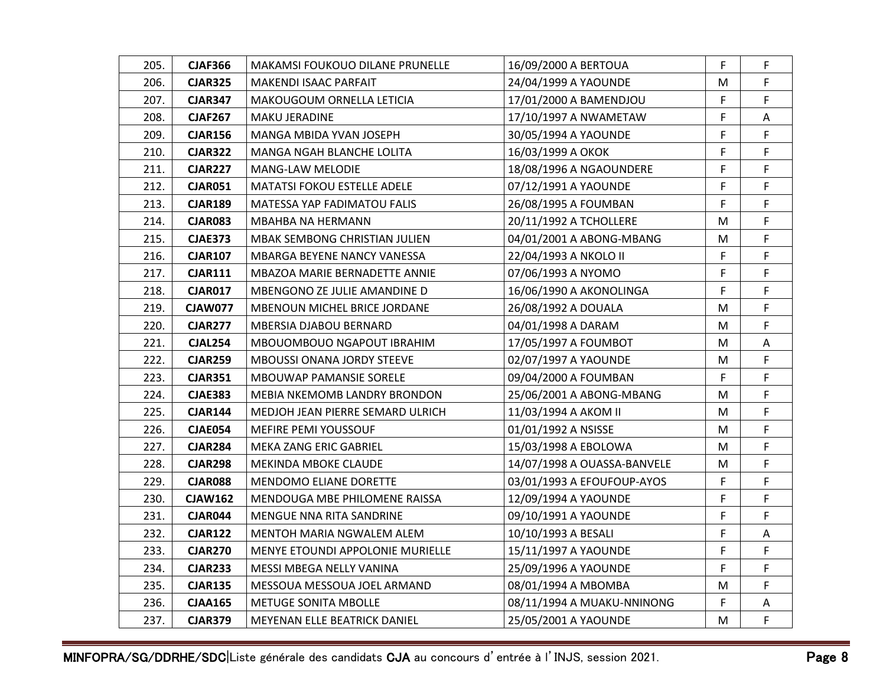| 205. | **CJAF366** | MAKAMSI FOUKOUO DILANE PRUNELLE | 16/09/2000 A BERTOUA | F | F |
|---|---|---|---|---|---|
| 206. | **CJAR325** | MAKENDI ISAAC PARFAIT | 24/04/1999 A YAOUNDE | M | F |
| 207. | **CJAR347** | MAKOUGOUM ORNELLA LETICIA | 17/01/2000 A BAMENDJOU | F | F |
| 208. | **CJAF267** | MAKU JERADINE | 17/10/1997 A NWAMETAW | F | A |
| 209. | **CJAR156** | MANGA MBIDA YVAN JOSEPH | 30/05/1994 A YAOUNDE | F | F |
| 210. | **CJAR322** | MANGA NGAH BLANCHE LOLITA | 16/03/1999 A OKOK | F | F |
| 211. | **CJAR227** | MANG-LAW MELODIE | 18/08/1996 A NGAOUNDERE | F | F |
| 212. | **CJAR051** | MATATSI FOKOU ESTELLE ADELE | 07/12/1991 A YAOUNDE | F | F |
| 213. | **CJAR189** | MATESSA YAP FADIMATOU FALIS | 26/08/1995 A FOUMBAN | F | F |
| 214. | **CJAR083** | MBAHBA NA HERMANN | 20/11/1992 A TCHOLLERE | M | F |
| 215. | **CJAE373** | MBAK SEMBONG CHRISTIAN JULIEN | 04/01/2001 A ABONG-MBANG | M | F |
| 216. | **CJAR107** | MBARGA BEYENE NANCY VANESSA | 22/04/1993 A NKOLO II | F | F |
| 217. | **CJAR111** | MBAZOA MARIE BERNADETTE ANNIE | 07/06/1993 A NYOMO | F | F |
| 218. | **CJAR017** | MBENGONO ZE JULIE AMANDINE D | 16/06/1990 A AKONOLINGA | F | F |
| 219. | **CJAW077** | MBENOUN MICHEL BRICE JORDANE | 26/08/1992 A DOUALA | M | F |
| 220. | **CJAR277** | MBERSIA DJABOU BERNARD | 04/01/1998 A DARAM | M | F |
| 221. | **CJAL254** | MBOUOMBOUO NGAPOUT IBRAHIM | 17/05/1997 A FOUMBOT | M | A |
| 222. | **CJAR259** | MBOUSSI ONANA JORDY STEEVE | 02/07/1997 A YAOUNDE | M | F |
| 223. | **CJAR351** | MBOUWAP PAMANSIE SORELE | 09/04/2000 A FOUMBAN | F | F |
| 224. | **CJAE383** | MEBIA NKEMOMB LANDRY BRONDON | 25/06/2001 A ABONG-MBANG | M | F |
| 225. | **CJAR144** | MEDJOH JEAN PIERRE SEMARD ULRICH | 11/03/1994 A AKOM II | M | F |
| 226. | **CJAE054** | MEFIRE PEMI YOUSSOUF | 01/01/1992 A NSISSE | M | F |
| 227. | **CJAR284** | MEKA ZANG ERIC GABRIEL | 15/03/1998 A EBOLOWA | M | F |
| 228. | **CJAR298** | MEKINDA MBOKE CLAUDE | 14/07/1998 A OUASSA-BANVELE | M | F |
| 229. | **CJAR088** | MENDOMO ELIANE DORETTE | 03/01/1993 A EFOUFOUP-AYOS | F | F |
| 230. | **CJAW162** | MENDOUGA MBE PHILOMENE RAISSA | 12/09/1994 A YAOUNDE | F | F |
| 231. | **CJAR044** | MENGUE NNA RITA SANDRINE | 09/10/1991 A YAOUNDE | F | F |
| 232. | **CJAR122** | MENTOH MARIA NGWALEM ALEM | 10/10/1993 A BESALI | F | A |
| 233. | **CJAR270** | MENYE ETOUNDI APPOLONIE MURIELLE | 15/11/1997 A YAOUNDE | F | F |
| 234. | **CJAR233** | MESSI MBEGA NELLY VANINA | 25/09/1996 A YAOUNDE | F | F |
| 235. | **CJAR135** | MESSOUA MESSOUA JOEL ARMAND | 08/01/1994 A MBOMBA | M | F |
| 236. | **CJAA165** | METUGE SONITA MBOLLE | 08/11/1994 A MUAKU-NNINONG | F | A |
| 237. | **CJAR379** | MEYENAN ELLE BEATRICK DANIEL | 25/05/2001 A YAOUNDE | M | F |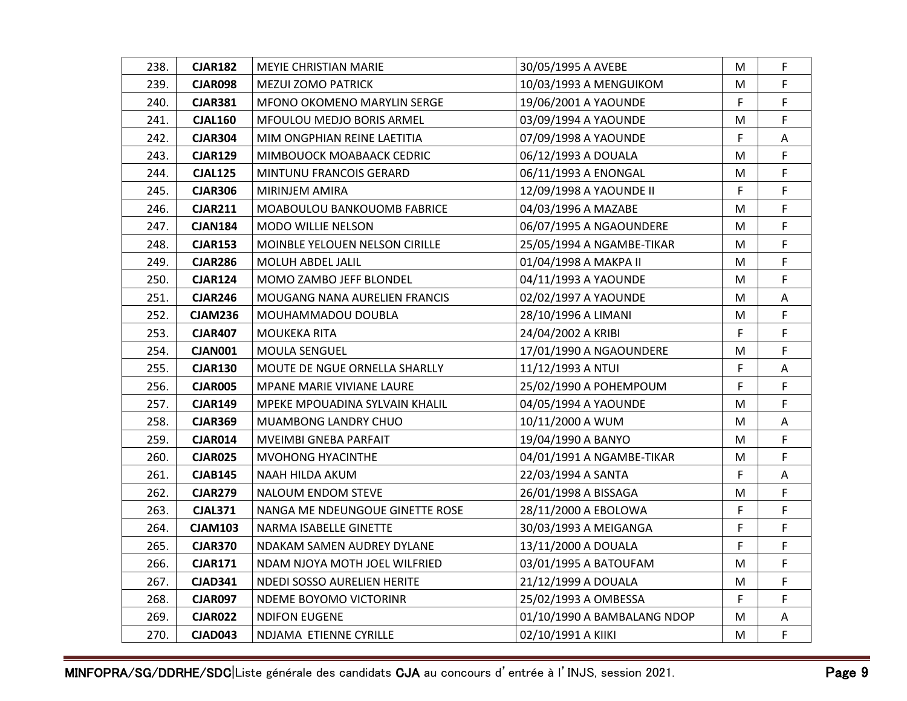| 238. | **CJAR182** | MEYIE CHRISTIAN MARIE | 30/05/1995 A AVEBE | M | F |
|---|---|---|---|---|---|
| 239. | **CJAR098** | MEZUI ZOMO PATRICK | 10/03/1993 A MENGUIKOM | M | F |
| 240. | **CJAR381** | MFONO OKOMENO MARYLIN SERGE | 19/06/2001 A YAOUNDE | F | F |
| 241. | **CJAL160** | MFOULOU MEDJO BORIS ARMEL | 03/09/1994 A YAOUNDE | M | F |
| 242. | **CJAR304** | MIM ONGPHIAN REINE LAETITIA | 07/09/1998 A YAOUNDE | F | A |
| 243. | **CJAR129** | MIMBOUOCK MOABAACK CEDRIC | 06/12/1993 A DOUALA | M | F |
| 244. | **CJAL125** | MINTUNU FRANCOIS GERARD | 06/11/1993 A ENONGAL | M | F |
| 245. | **CJAR306** | MIRINJEM AMIRA | 12/09/1998 A YAOUNDE II | F | F |
| 246. | **CJAR211** | MOABOULOU BANKOUOMB FABRICE | 04/03/1996 A MAZABE | M | F |
| 247. | **CJAN184** | MODO WILLIE NELSON | 06/07/1995 A NGAOUNDERE | M | F |
| 248. | **CJAR153** | MOINBLE YELOUEN NELSON CIRILLE | 25/05/1994 A NGAMBE-TIKAR | M | F |
| 249. | **CJAR286** | MOLUH ABDEL JALIL | 01/04/1998 A MAKPA II | M | F |
| 250. | **CJAR124** | MOMO ZAMBO JEFF BLONDEL | 04/11/1993 A YAOUNDE | M | F |
| 251. | **CJAR246** | MOUGANG NANA AURELIEN FRANCIS | 02/02/1997 A YAOUNDE | M | A |
| 252. | **CJAM236** | MOUHAMMADOU DOUBLA | 28/10/1996 A LIMANI | M | F |
| 253. | **CJAR407** | MOUKEKA RITA | 24/04/2002 A KRIBI | F | F |
| 254. | **CJAN001** | MOULA SENGUEL | 17/01/1990 A NGAOUNDERE | M | F |
| 255. | **CJAR130** | MOUTE DE NGUE ORNELLA SHARLLY | 11/12/1993 A NTUI | F | A |
| 256. | **CJAR005** | MPANE MARIE VIVIANE LAURE | 25/02/1990 A POHEMPOUM | F | F |
| 257. | **CJAR149** | MPEKE MPOUADINA SYLVAIN KHALIL | 04/05/1994 A YAOUNDE | M | F |
| 258. | **CJAR369** | MUAMBONG LANDRY CHUO | 10/11/2000 A WUM | M | A |
| 259. | **CJAR014** | MVEIMBI GNEBA PARFAIT | 19/04/1990 A BANYO | M | F |
| 260. | **CJAR025** | MVOHONG HYACINTHE | 04/01/1991 A NGAMBE-TIKAR | M | F |
| 261. | **CJAB145** | NAAH HILDA AKUM | 22/03/1994 A SANTA | F | A |
| 262. | **CJAR279** | NALOUM ENDOM STEVE | 26/01/1998 A BISSAGA | M | F |
| 263. | **CJAL371** | NANGA ME NDEUNGOUE GINETTE ROSE | 28/11/2000 A EBOLOWA | F | F |
| 264. | **CJAM103** | NARMA ISABELLE GINETTE | 30/03/1993 A MEIGANGA | F | F |
| 265. | **CJAR370** | NDAKAM SAMEN AUDREY DYLANE | 13/11/2000 A DOUALA | F | F |
| 266. | **CJAR171** | NDAM NJOYA MOTH JOEL WILFRIED | 03/01/1995 A BATOUFAM | M | F |
| 267. | **CJAD341** | NDEDI SOSSO AURELIEN HERITE | 21/12/1999 A DOUALA | M | F |
| 268. | **CJAR097** | NDEME BOYOMO VICTORINR | 25/02/1993 A OMBESSA | F | F |
| 269. | **CJAR022** | NDIFON EUGENE | 01/10/1990 A BAMBALANG NDOP | M | A |
| 270. | **CJAD043** | NDJAMA ETIENNE CYRILLE | 02/10/1991 A KIIKI | M | F |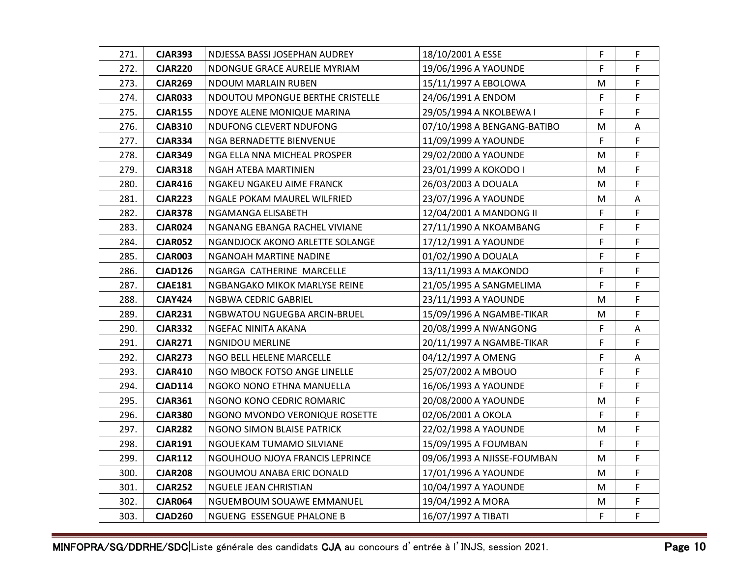| | | | | | |
|---|---|---|---|---|---|
| 271. | **CJAR393** | NDJESSA BASSI JOSEPHAN AUDREY | 18/10/2001 A ESSE | F | F |
| 272. | **CJAR220** | NDONGUE GRACE AURELIE MYRIAM | 19/06/1996 A YAOUNDE | F | F |
| 273. | **CJAR269** | NDOUM MARLAIN RUBEN | 15/11/1997 A EBOLOWA | M | F |
| 274. | **CJAR033** | NDOUTOU MPONGUE BERTHE CRISTELLE | 24/06/1991 A ENDOM | F | F |
| 275. | **CJAR155** | NDOYE ALENE MONIQUE MARINA | 29/05/1994 A NKOLBEWA I | F | F |
| 276. | **CJAB310** | NDUFONG CLEVERT NDUFONG | 07/10/1998 A BENGANG-BATIBO | M | A |
| 277. | **CJAR334** | NGA BERNADETTE BIENVENUE | 11/09/1999 A YAOUNDE | F | F |
| 278. | **CJAR349** | NGA ELLA NNA MICHEAL PROSPER | 29/02/2000 A YAOUNDE | M | F |
| 279. | **CJAR318** | NGAH ATEBA MARTINIEN | 23/01/1999 A KOKODO I | M | F |
| 280. | **CJAR416** | NGAKEU NGAKEU AIME FRANCK | 26/03/2003 A DOUALA | M | F |
| 281. | **CJAR223** | NGALE POKAM MAUREL WILFRIED | 23/07/1996 A YAOUNDE | M | A |
| 282. | **CJAR378** | NGAMANGA ELISABETH | 12/04/2001 A MANDONG II | F | F |
| 283. | **CJAR024** | NGANANG EBANGA RACHEL VIVIANE | 27/11/1990 A NKOAMBANG | F | F |
| 284. | **CJAR052** | NGANDJOCK AKONO ARLETTE SOLANGE | 17/12/1991 A YAOUNDE | F | F |
| 285. | **CJAR003** | NGANOAH MARTINE NADINE | 01/02/1990 A DOUALA | F | F |
| 286. | **CJAD126** | NGARGA CATHERINE MARCELLE | 13/11/1993 A MAKONDO | F | F |
| 287. | **CJAE181** | NGBANGAKO MIKOK MARLYSE REINE | 21/05/1995 A SANGMELIMA | F | F |
| 288. | **CJAY424** | NGBWA CEDRIC GABRIEL | 23/11/1993 A YAOUNDE | M | F |
| 289. | **CJAR231** | NGBWATOU NGUEGBA ARCIN-BRUEL | 15/09/1996 A NGAMBE-TIKAR | M | F |
| 290. | **CJAR332** | NGEFAC NINITA AKANA | 20/08/1999 A NWANGONG | F | A |
| 291. | **CJAR271** | NGNIDOU MERLINE | 20/11/1997 A NGAMBE-TIKAR | F | F |
| 292. | **CJAR273** | NGO BELL HELENE MARCELLE | 04/12/1997 A OMENG | F | A |
| 293. | **CJAR410** | NGO MBOCK FOTSO ANGE LINELLE | 25/07/2002 A MBOUO | F | F |
| 294. | **CJAD114** | NGOKO NONO ETHNA MANUELLA | 16/06/1993 A YAOUNDE | F | F |
| 295. | **CJAR361** | NGONO KONO CEDRIC ROMARIC | 20/08/2000 A YAOUNDE | M | F |
| 296. | **CJAR380** | NGONO MVONDO VERONIQUE ROSETTE | 02/06/2001 A OKOLA | F | F |
| 297. | **CJAR282** | NGONO SIMON BLAISE PATRICK | 22/02/1998 A YAOUNDE | M | F |
| 298. | **CJAR191** | NGOUEKAM TUMAMO SILVIANE | 15/09/1995 A FOUMBAN | F | F |
| 299. | **CJAR112** | NGOUHOUO NJOYA FRANCIS LEPRINCE | 09/06/1993 A NJISSE-FOUMBAN | M | F |
| 300. | **CJAR208** | NGOUMOU ANABA ERIC DONALD | 17/01/1996 A YAOUNDE | M | F |
| 301. | **CJAR252** | NGUELE JEAN CHRISTIAN | 10/04/1997 A YAOUNDE | M | F |
| 302. | **CJAR064** | NGUEMBOUM SOUAWE EMMANUEL | 19/04/1992 A MORA | M | F |
| 303. | **CJAD260** | NGUENG ESSENGUE PHALONE B | 16/07/1997 A TIBATI | F | F |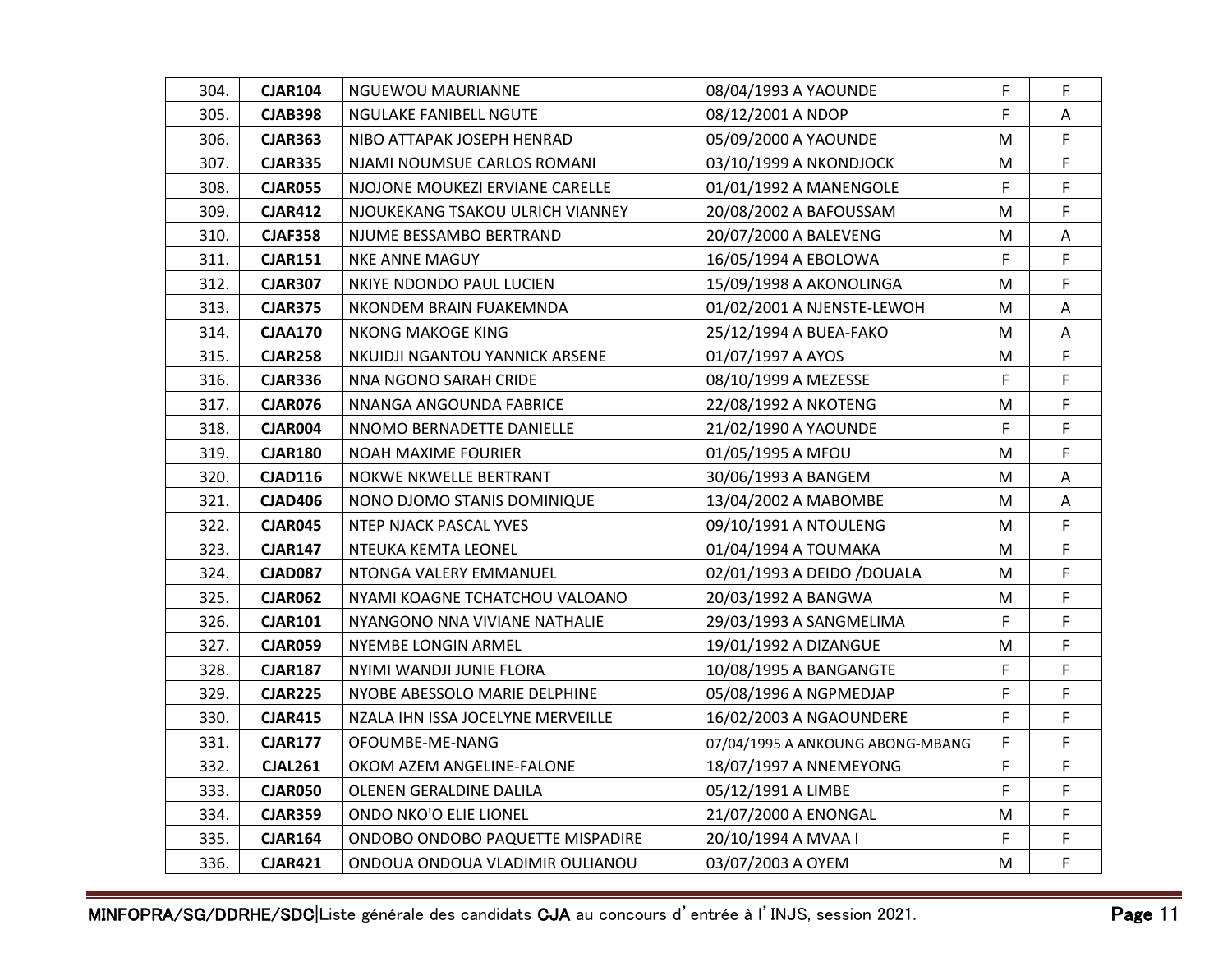| | | | | | |
|---|---|---|---|---|---|
| 304. | **CJAR104** | NGUEWOU MAURIANNE | 08/04/1993 A YAOUNDE | F | F |
| 305. | **CJAB398** | NGULAKE FANIBELL NGUTE | 08/12/2001 A NDOP | F | A |
| 306. | **CJAR363** | NIBO ATTAPAK JOSEPH HENRAD | 05/09/2000 A YAOUNDE | M | F |
| 307. | **CJAR335** | NJAMI NOUMSUE CARLOS ROMANI | 03/10/1999 A NKONDJOCK | M | F |
| 308. | **CJAR055** | NJOJONE MOUKEZI ERVIANE CARELLE | 01/01/1992 A MANENGOLE | F | F |
| 309. | **CJAR412** | NJOUKEKANG TSAKOU ULRICH VIANNEY | 20/08/2002 A BAFOUSSAM | M | F |
| 310. | **CJAF358** | NJUME BESSAMBO BERTRAND | 20/07/2000 A BALEVENG | M | A |
| 311. | **CJAR151** | NKE ANNE MAGUY | 16/05/1994 A EBOLOWA | F | F |
| 312. | **CJAR307** | NKIYE NDONDO PAUL LUCIEN | 15/09/1998 A AKONOLINGA | M | F |
| 313. | **CJAR375** | NKONDEM BRAIN FUAKEMNDA | 01/02/2001 A NJENSTE-LEWOH | M | A |
| 314. | **CJAA170** | NKONG MAKOGE KING | 25/12/1994 A BUEA-FAKO | M | A |
| 315. | **CJAR258** | NKUIDJI NGANTOU YANNICK ARSENE | 01/07/1997 A AYOS | M | F |
| 316. | **CJAR336** | NNA NGONO SARAH CRIDE | 08/10/1999 A MEZESSE | F | F |
| 317. | **CJAR076** | NNANGA ANGOUNDA FABRICE | 22/08/1992 A NKOTENG | M | F |
| 318. | **CJAR004** | NNOMO BERNADETTE DANIELLE | 21/02/1990 A YAOUNDE | F | F |
| 319. | **CJAR180** | NOAH MAXIME FOURIER | 01/05/1995 A MFOU | M | F |
| 320. | **CJAD116** | NOKWE NKWELLE BERTRANT | 30/06/1993 A BANGEM | M | A |
| 321. | **CJAD406** | NONO DJOMO STANIS DOMINIQUE | 13/04/2002 A MABOMBE | M | A |
| 322. | **CJAR045** | NTEP NJACK PASCAL YVES | 09/10/1991 A NTOULENG | M | F |
| 323. | **CJAR147** | NTEUKA KEMTA LEONEL | 01/04/1994 A TOUMAKA | M | F |
| 324. | **CJAD087** | NTONGA VALERY EMMANUEL | 02/01/1993 A DEIDO /DOUALA | M | F |
| 325. | **CJAR062** | NYAMI KOAGNE TCHATCHOU VALOANO | 20/03/1992 A BANGWA | M | F |
| 326. | **CJAR101** | NYANGONO NNA VIVIANE NATHALIE | 29/03/1993 A SANGMELIMA | F | F |
| 327. | **CJAR059** | NYEMBE LONGIN ARMEL | 19/01/1992 A DIZANGUE | M | F |
| 328. | **CJAR187** | NYIMI WANDJI JUNIE FLORA | 10/08/1995 A BANGANGTE | F | F |
| 329. | **CJAR225** | NYOBE ABESSOLO MARIE DELPHINE | 05/08/1996 A NGPMEDJAP | F | F |
| 330. | **CJAR415** | NZALA IHN ISSA JOCELYNE MERVEILLE | 16/02/2003 A NGAOUNDERE | F | F |
| 331. | **CJAR177** | OFOUMBE-ME-NANG | 07/04/1995 A ANKOUNG ABONG-MBANG | F | F |
| 332. | **CJAL261** | OKOM AZEM ANGELINE-FALONE | 18/07/1997 A NNEMEYONG | F | F |
| 333. | **CJAR050** | OLENEN GERALDINE DALILA | 05/12/1991 A LIMBE | F | F |
| 334. | **CJAR359** | ONDO NKO'O ELIE LIONEL | 21/07/2000 A ENONGAL | M | F |
| 335. | **CJAR164** | ONDOBO ONDOBO PAQUETTE MISPADIRE | 20/10/1994 A MVAA I | F | F |
| 336. | **CJAR421** | ONDOUA ONDOUA VLADIMIR OULIANOU | 03/07/2003 A OYEM | M | F |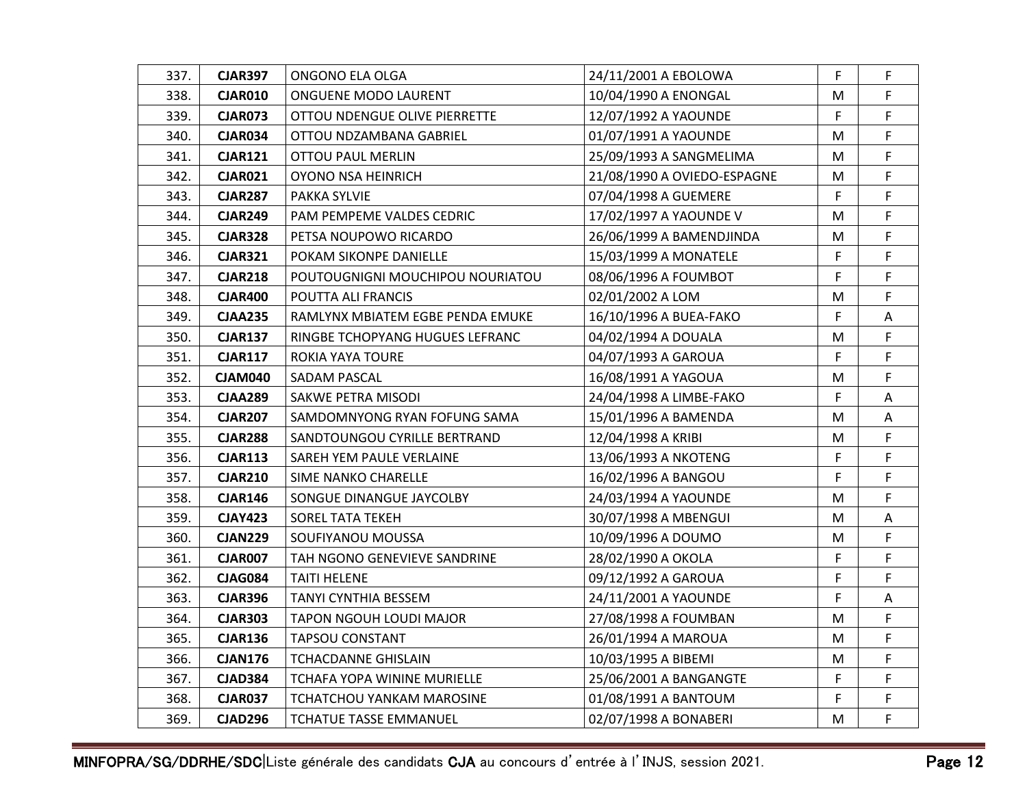| 337. | **CJAR397** | ONGONO ELA OLGA | 24/11/2001 A EBOLOWA | F | F |
|---|---|---|---|---|---|
| 338. | **CJAR010** | ONGUENE MODO LAURENT | 10/04/1990 A ENONGAL | M | F |
| 339. | **CJAR073** | OTTOU NDENGUE OLIVE PIERRETTE | 12/07/1992 A YAOUNDE | F | F |
| 340. | **CJAR034** | OTTOU NDZAMBANA GABRIEL | 01/07/1991 A YAOUNDE | M | F |
| 341. | **CJAR121** | OTTOU PAUL MERLIN | 25/09/1993 A SANGMELIMA | M | F |
| 342. | **CJAR021** | OYONO NSA HEINRICH | 21/08/1990 A OVIEDO-ESPAGNE | M | F |
| 343. | **CJAR287** | PAKKA SYLVIE | 07/04/1998 A GUEMERE | F | F |
| 344. | **CJAR249** | PAM PEMPEME VALDES CEDRIC | 17/02/1997 A YAOUNDE V | M | F |
| 345. | **CJAR328** | PETSA NOUPOWO RICARDO | 26/06/1999 A BAMENDJINDA | M | F |
| 346. | **CJAR321** | POKAM SIKONPE DANIELLE | 15/03/1999 A MONATELE | F | F |
| 347. | **CJAR218** | POUTOUGNIGNI MOUCHIPOU NOURIATOU | 08/06/1996 A FOUMBOT | F | F |
| 348. | **CJAR400** | POUTTA ALI FRANCIS | 02/01/2002 A LOM | M | F |
| 349. | **CJAA235** | RAMLYNX MBIATEM EGBE PENDA EMUKE | 16/10/1996 A BUEA-FAKO | F | A |
| 350. | **CJAR137** | RINGBE TCHOPYANG HUGUES LEFRANC | 04/02/1994 A DOUALA | M | F |
| 351. | **CJAR117** | ROKIA YAYA TOURE | 04/07/1993 A GAROUA | F | F |
| 352. | **CJAM040** | SADAM PASCAL | 16/08/1991 A YAGOUA | M | F |
| 353. | **CJAA289** | SAKWE PETRA MISODI | 24/04/1998 A LIMBE-FAKO | F | A |
| 354. | **CJAR207** | SAMDOMNYONG RYAN FOFUNG SAMA | 15/01/1996 A BAMENDA | M | A |
| 355. | **CJAR288** | SANDTOUNGOU CYRILLE BERTRAND | 12/04/1998 A KRIBI | M | F |
| 356. | **CJAR113** | SAREH YEM PAULE VERLAINE | 13/06/1993 A NKOTENG | F | F |
| 357. | **CJAR210** | SIME NANKO CHARELLE | 16/02/1996 A BANGOU | F | F |
| 358. | **CJAR146** | SONGUE DINANGUE JAYCOLBY | 24/03/1994 A YAOUNDE | M | F |
| 359. | **CJAY423** | SOREL TATA TEKEH | 30/07/1998 A MBENGUI | M | A |
| 360. | **CJAN229** | SOUFIYANOU MOUSSA | 10/09/1996 A DOUMO | M | F |
| 361. | **CJAR007** | TAH NGONO GENEVIEVE SANDRINE | 28/02/1990 A OKOLA | F | F |
| 362. | **CJAG084** | TAITI HELENE | 09/12/1992 A GAROUA | F | F |
| 363. | **CJAR396** | TANYI CYNTHIA BESSEM | 24/11/2001 A YAOUNDE | F | A |
| 364. | **CJAR303** | TAPON NGOUH LOUDI MAJOR | 27/08/1998 A FOUMBAN | M | F |
| 365. | **CJAR136** | TAPSOU CONSTANT | 26/01/1994 A MAROUA | M | F |
| 366. | **CJAN176** | TCHACDANNE GHISLAIN | 10/03/1995 A BIBEMI | M | F |
| 367. | **CJAD384** | TCHAFA YOPA WININE MURIELLE | 25/06/2001 A BANGANGTE | F | F |
| 368. | **CJAR037** | TCHATCHOU YANKAM MAROSINE | 01/08/1991 A BANTOUM | F | F |
| 369. | **CJAD296** | TCHATUE TASSE EMMANUEL | 02/07/1998 A BONABERI | M | F |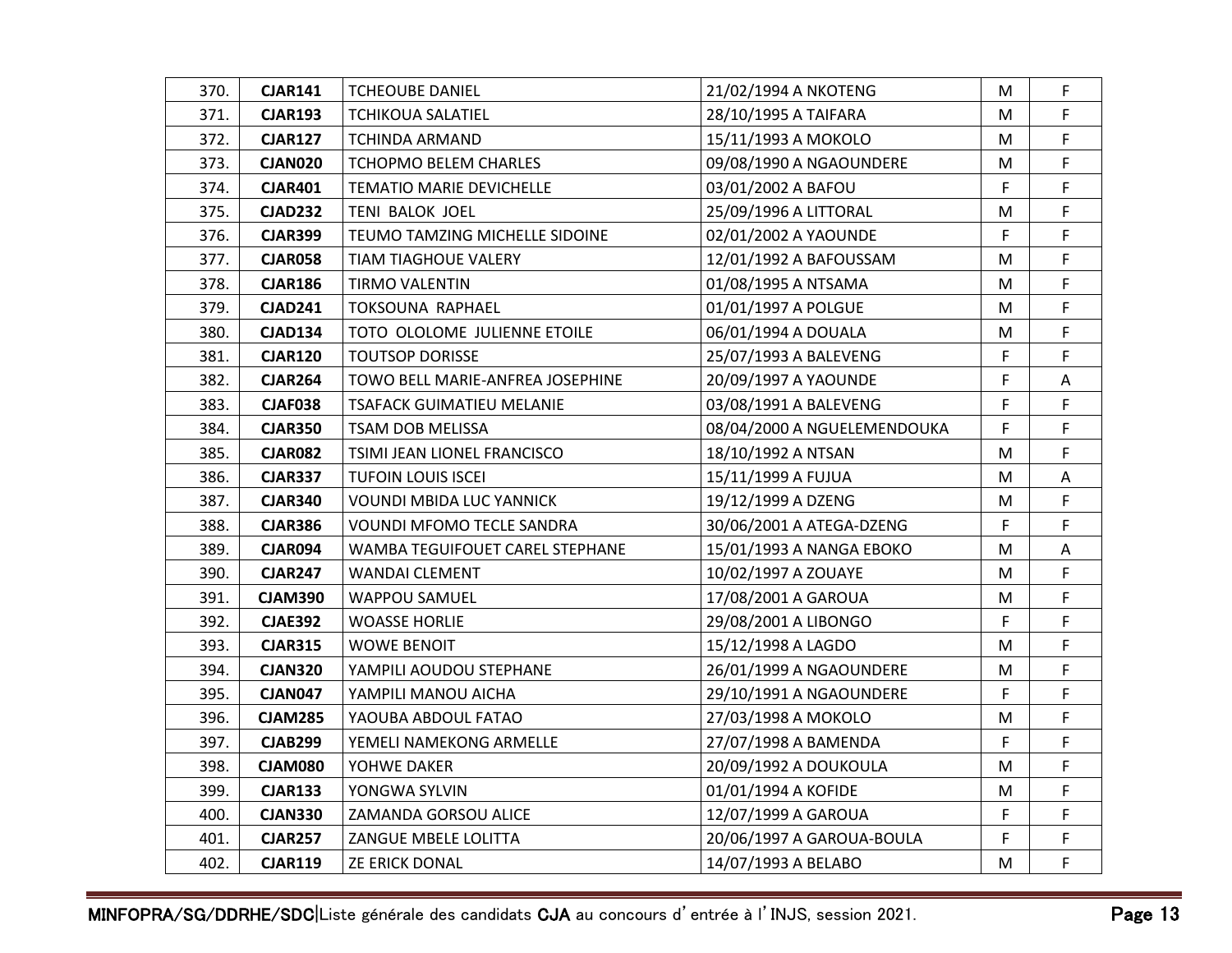| 370. | **CJAR141** | TCHEOUBE DANIEL | 21/02/1994 A NKOTENG | M | F |
|---|---|---|---|---|---|
| 371. | **CJAR193** | TCHIKOUA SALATIEL | 28/10/1995 A TAIFARA | M | F |
| 372. | **CJAR127** | TCHINDA ARMAND | 15/11/1993 A MOKOLO | M | F |
| 373. | **CJAN020** | TCHOPMO BELEM CHARLES | 09/08/1990 A NGAOUNDERE | M | F |
| 374. | **CJAR401** | TEMATIO MARIE DEVICHELLE | 03/01/2002 A BAFOU | F | F |
| 375. | **CJAD232** | TENI BALOK JOEL | 25/09/1996 A LITTORAL | M | F |
| 376. | **CJAR399** | TEUMO TAMZING MICHELLE SIDOINE | 02/01/2002 A YAOUNDE | F | F |
| 377. | **CJAR058** | TIAM TIAGHOUE VALERY | 12/01/1992 A BAFOUSSAM | M | F |
| 378. | **CJAR186** | TIRMO VALENTIN | 01/08/1995 A NTSAMA | M | F |
| 379. | **CJAD241** | TOKSOUNA RAPHAEL | 01/01/1997 A POLGUE | M | F |
| 380. | **CJAD134** | TOTO OLOLOME JULIENNE ETOILE | 06/01/1994 A DOUALA | M | F |
| 381. | **CJAR120** | TOUTSOP DORISSE | 25/07/1993 A BALEVENG | F | F |
| 382. | **CJAR264** | TOWO BELL MARIE-ANFREA JOSEPHINE | 20/09/1997 A YAOUNDE | F | A |
| 383. | **CJAF038** | TSAFACK GUIMATIEU MELANIE | 03/08/1991 A BALEVENG | F | F |
| 384. | **CJAR350** | TSAM DOB MELISSA | 08/04/2000 A NGUELEMENDOUKA | F | F |
| 385. | **CJAR082** | TSIMI JEAN LIONEL FRANCISCO | 18/10/1992 A NTSAN | M | F |
| 386. | **CJAR337** | TUFOIN LOUIS ISCEI | 15/11/1999 A FUJUA | M | A |
| 387. | **CJAR340** | VOUNDI MBIDA LUC YANNICK | 19/12/1999 A DZENG | M | F |
| 388. | **CJAR386** | VOUNDI MFOMO TECLE SANDRA | 30/06/2001 A ATEGA-DZENG | F | F |
| 389. | **CJAR094** | WAMBA TEGUIFOUET CAREL STEPHANE | 15/01/1993 A NANGA EBOKO | M | A |
| 390. | **CJAR247** | WANDAI CLEMENT | 10/02/1997 A ZOUAYE | M | F |
| 391. | **CJAM390** | WAPPOU SAMUEL | 17/08/2001 A GAROUA | M | F |
| 392. | **CJAE392** | WOASSE HORLIE | 29/08/2001 A LIBONGO | F | F |
| 393. | **CJAR315** | WOWE BENOIT | 15/12/1998 A LAGDO | M | F |
| 394. | **CJAN320** | YAMPILI AOUDOU STEPHANE | 26/01/1999 A NGAOUNDERE | M | F |
| 395. | **CJAN047** | YAMPILI MANOU AICHA | 29/10/1991 A NGAOUNDERE | F | F |
| 396. | **CJAM285** | YAOUBA ABDOUL FATAO | 27/03/1998 A MOKOLO | M | F |
| 397. | **CJAB299** | YEMELI NAMEKONG ARMELLE | 27/07/1998 A BAMENDA | F | F |
| 398. | **CJAM080** | YOHWE DAKER | 20/09/1992 A DOUKOULA | M | F |
| 399. | **CJAR133** | YONGWA SYLVIN | 01/01/1994 A KOFIDE | M | F |
| 400. | **CJAN330** | ZAMANDA GORSOU ALICE | 12/07/1999 A GAROUA | F | F |
| 401. | **CJAR257** | ZANGUE MBELE LOLITTA | 20/06/1997 A GAROUA-BOULA | F | F |
| 402. | **CJAR119** | ZE ERICK DONAL | 14/07/1993 A BELABO | M | F |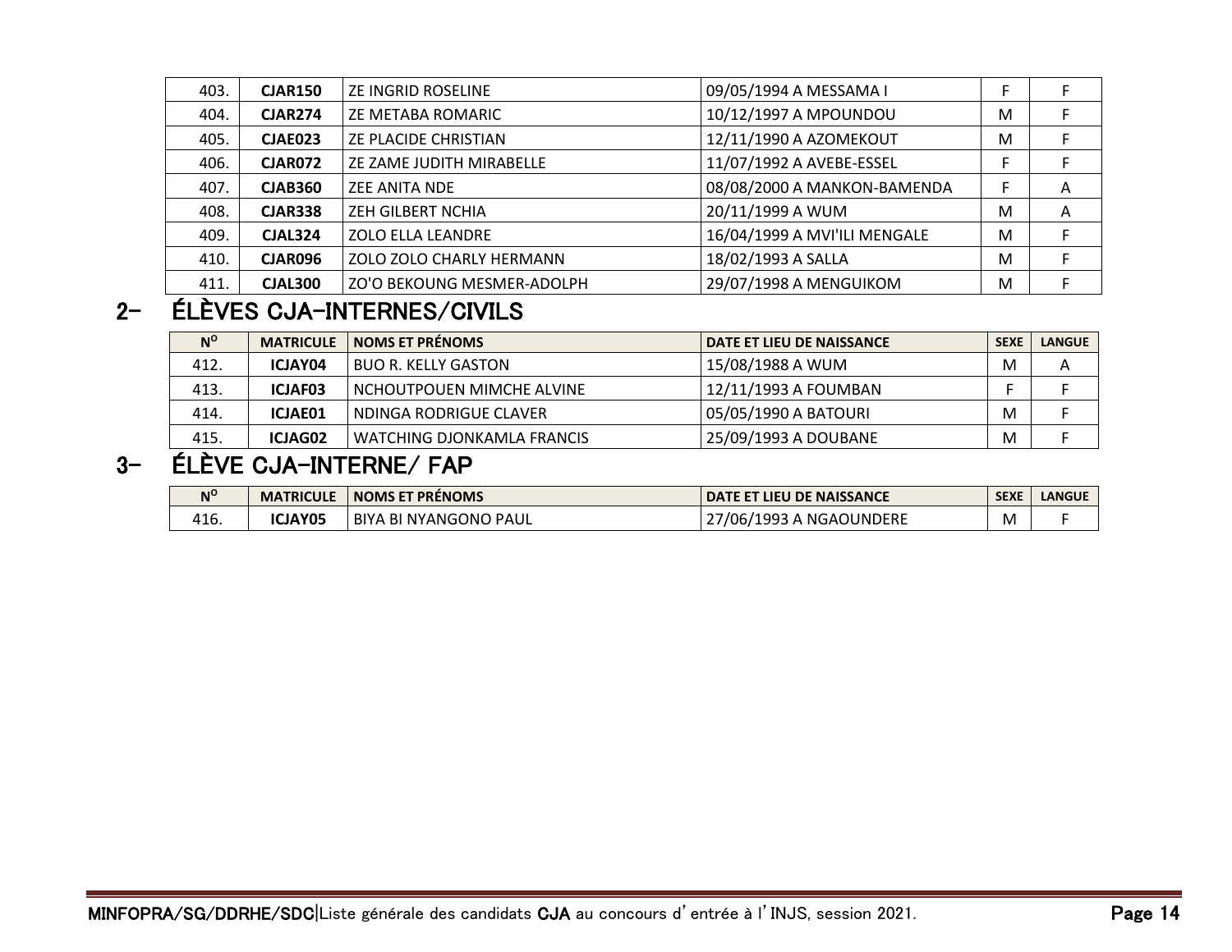| | | | | | |
|---|---|---|---|---|---|
| 403. | **CJAR150** | ZE INGRID ROSELINE | 09/05/1994 A MESSAMA I | F | F |
| 404. | **CJAR274** | ZE METABA ROMARIC | 10/12/1997 A MPOUNDOU | M | F |
| 405. | **CJAE023** | ZE PLACIDE CHRISTIAN | 12/11/1990 A AZOMEKOUT | M | F |
| 406. | **CJAR072** | ZE ZAME JUDITH MIRABELLE | 11/07/1992 A AVEBE-ESSEL | F | F |
| 407. | **CJAB360** | ZEE ANITA NDE | 08/08/2000 A MANKON-BAMENDA | F | A |
| 408. | **CJAR338** | ZEH GILBERT NCHIA | 20/11/1999 A WUM | M | A |
| 409. | **CJAL324** | ZOLO ELLA LEANDRE | 16/04/1999 A MVI'ILI MENGALE | M | F |
| 410. | **CJAR096** | ZOLO ZOLO CHARLY HERMANN | 18/02/1993 A SALLA | M | F |
| 411. | **CJAL300** | ZO'O BEKOUNG MESMER-ADOLPH | 29/07/1998 A MENGUIKOM | M | F |

## 2- ÉLÈVES CJA-INTERNES/CIVILS

| N° | MATRICULE | NOMS ET PRÉNOMS | DATE ET LIEU DE NAISSANCE | SEXE | LANGUE |
|---|---|---|---|---|---|
| 412. | **ICJAY04** | BUO R. KELLY GASTON | 15/08/1988 A WUM | M | A |
| 413. | **ICJAF03** | NCHOUTPOUEN MIMCHE ALVINE | 12/11/1993 A FOUMBAN | F | F |
| 414. | **ICJAE01** | NDINGA RODRIGUE CLAVER | 05/05/1990 A BATOURI | M | F |
| 415. | **ICJAG02** | WATCHING DJONKAMLA FRANCIS | 25/09/1993 A DOUBANE | M | F |

## 3- ÉLÈVE CJA-INTERNE/ FAP

| N° | MATRICULE | NOMS ET PRÉNOMS | DATE ET LIEU DE NAISSANCE | SEXE | LANGUE |
|---|---|---|---|---|---|
| 416. | **ICJAY05** | BIYA BI NYANGONO PAUL | 27/06/1993 A NGAOUNDERE | M | F |